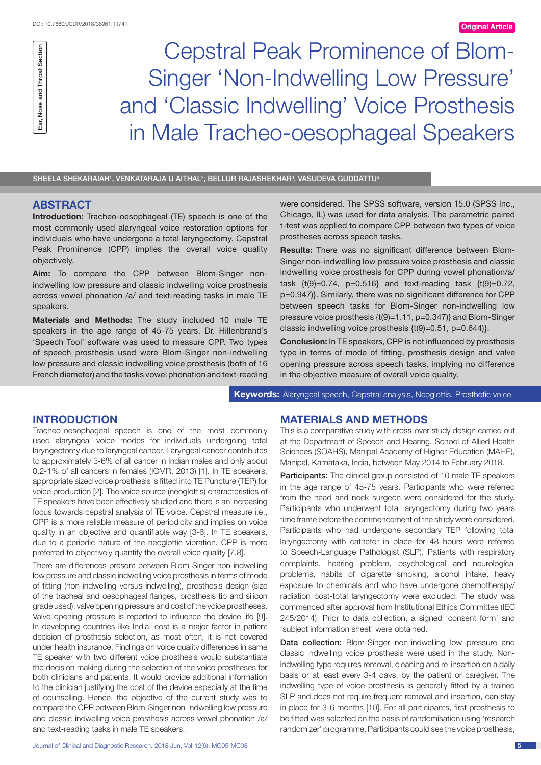Original Article

# Cepstral Peak Prominence of Blom-Singer 'Non-Indwelling Low Pressure' and 'Classic Indwelling' Voice Prosthesis in Male Tracheo-oesophageal Speakers

Ear, Nose and Throat Section

SHEELA SHEKARAIAH[1], VENKATARAJA U AITHAL[2], BELLUR RAJASHEKHAR[3], VASUDEVA GUDDATTU[4]

## ABSTRACT

**Introduction:** Tracheo-oesophageal (TE) speech is one of the most commonly used alaryngeal voice restoration options for individuals who have undergone a total laryngectomy. Cepstral Peak Prominence (CPP) implies the overall voice quality objectively.

**Aim:** To compare the CPP between Blom-Singer non-indwelling low pressure and classic indwelling voice prosthesis across vowel phonation /a/ and text-reading tasks in male TE speakers.

**Materials and Methods:** The study included 10 male TE speakers in the age range of 45-75 years. Dr. Hillenbrand's 'Speech Tool' software was used to measure CPP. Two types of speech prosthesis used were Blom-Singer non-indwelling low pressure and classic indwelling voice prosthesis (both of 16 French diameter) and the tasks vowel phonation and text-reading were considered. The SPSS software, version 15.0 (SPSS Inc., Chicago, IL) was used for data analysis. The parametric paired t-test was applied to compare CPP between two types of voice prostheses across speech tasks.

**Results:** There was no significant difference between Blom-Singer non-indwelling low pressure voice prosthesis and classic indwelling voice prosthesis for CPP during vowel phonation/a/ task {$t(9)=0.74$, $p=0.516$} and text-reading task {$t(9)=0.72$, $p=0.947$}. Similarly, there was no significant difference for CPP between speech tasks for Blom-Singer non-indwelling low pressure voice prosthesis {$t(9)=1.11$, $p=0.347$} and Blom-Singer classic indwelling voice prosthesis {$t(9)=0.51$, $p=0.644$}.

**Conclusion:** In TE speakers, CPP is not influenced by prosthesis type in terms of mode of fitting, prosthesis design and valve opening pressure across speech tasks, implying no difference in the objective measure of overall voice quality.

**Keywords:** Alaryngeal speech, Cepstral analysis, Neoglottis, Prosthetic voice

## INTRODUCTION

Tracheo-oesophageal speech is one of the most commonly used alaryngeal voice modes for individuals undergoing total laryngectomy due to laryngeal cancer. Laryngeal cancer contributes to approximately 3-6% of all cancer in Indian males and only about 0.2-1% of all cancers in females (ICMR, 2013) [1]. In TE speakers, appropriate sized voice prosthesis is fitted into TE Puncture (TEP) for voice production [2]. The voice source (neoglottis) characteristics of TE speakers have been effectively studied and there is an increasing focus towards cepstral analysis of TE voice. Cepstral measure i.e., CPP is a more reliable measure of periodicity and implies on voice quality in an objective and quantifiable way [3-6]. In TE speakers, due to a periodic nature of the neoglottic vibration, CPP is more preferred to objectively quantify the overall voice quality [7,8].

There are differences present between Blom-Singer non-indwelling low pressure and classic indwelling voice prosthesis in terms of mode of fitting (non-indwelling versus indwelling), prosthesis design (size of the tracheal and oesophageal flanges, prosthesis tip and silicon grade used), valve opening pressure and cost of the voice prostheses. Valve opening pressure is reported to influence the device life [9]. In developing countries like India, cost is a major factor in patient decision of prosthesis selection, as most often, it is not covered under health insurance. Findings on voice quality differences in same TE speaker with two different voice prosthesis would substantiate the decision making during the selection of the voice prostheses for both clinicians and patients. It would provide additional information to the clinician justifying the cost of the device especially at the time of counselling. Hence, the objective of the current study was to compare the CPP between Blom-Singer non-indwelling low pressure and classic indwelling voice prosthesis across vowel phonation /a/ and text-reading tasks in male TE speakers.

## MATERIALS AND METHODS

This is a comparative study with cross-over study design carried out at the Department of Speech and Hearing, School of Allied Health Sciences (SOAHS), Manipal Academy of Higher Education (MAHE), Manipal, Karnataka, India, between May 2014 to February 2018.

**Participants:** The clinical group consisted of 10 male TE speakers in the age range of 45-75 years. Participants who were referred from the head and neck surgeon were considered for the study. Participants who underwent total laryngectomy during two years time frame before the commencement of the study were considered. Participants who had undergone secondary TEP following total laryngectomy with catheter in place for 48 hours were referred to Speech-Language Pathologist (SLP). Patients with respiratory complaints, hearing problem, psychological and neurological problems, habits of cigarette smoking, alcohol intake, heavy exposure to chemicals and who have undergone chemotherapy/radiation post-total laryngectomy were excluded. The study was commenced after approval from Institutional Ethics Committee (IEC 245/2014). Prior to data collection, a signed 'consent form' and 'subject information sheet' were obtained.

**Data collection:** Blom-Singer non-indwelling low pressure and classic indwelling voice prosthesis were used in the study. Non-indwelling type requires removal, cleaning and re-insertion on a daily basis or at least every 3-4 days, by the patient or caregiver. The indwelling type of voice prosthesis is generally fitted by a trained SLP and does not require frequent removal and insertion, can stay in place for 3-6 months [10]. For all participants, first prosthesis to be fitted was selected on the basis of randomisation using 'research randomizer' programme. Participants could see the voice prosthesis,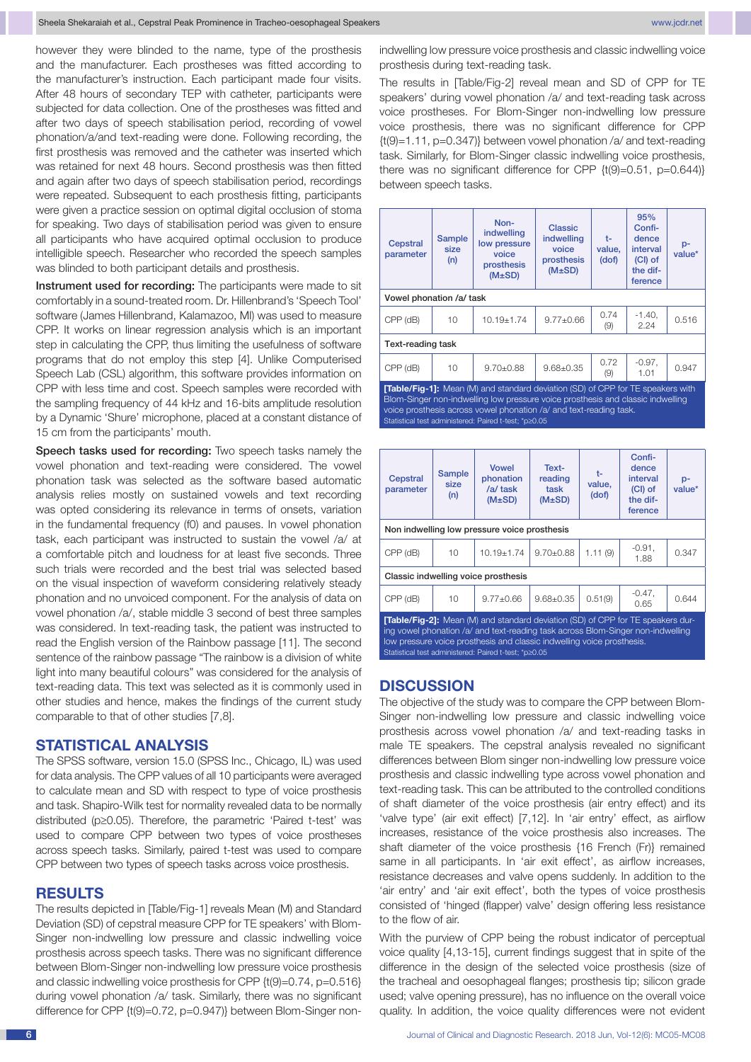however they were blinded to the name, type of the prosthesis and the manufacturer. Each prostheses was fitted according to the manufacturer's instruction. Each participant made four visits. After 48 hours of secondary TEP with catheter, participants were subjected for data collection. One of the prostheses was fitted and after two days of speech stabilisation period, recording of vowel phonation/a/and text-reading were done. Following recording, the first prosthesis was removed and the catheter was inserted which was retained for next 48 hours. Second prosthesis was then fitted and again after two days of speech stabilisation period, recordings were repeated. Subsequent to each prosthesis fitting, participants were given a practice session on optimal digital occlusion of stoma for speaking. Two days of stabilisation period was given to ensure all participants who have acquired optimal occlusion to produce intelligible speech. Researcher who recorded the speech samples was blinded to both participant details and prosthesis.

**Instrument used for recording:** The participants were made to sit comfortably in a sound-treated room. Dr. Hillenbrand's 'Speech Tool' software (James Hillenbrand, Kalamazoo, MI) was used to measure CPP. It works on linear regression analysis which is an important step in calculating the CPP, thus limiting the usefulness of software programs that do not employ this step [4]. Unlike Computerised Speech Lab (CSL) algorithm, this software provides information on CPP with less time and cost. Speech samples were recorded with the sampling frequency of 44 kHz and 16-bits amplitude resolution by a Dynamic 'Shure' microphone, placed at a constant distance of 15 cm from the participants' mouth.

**Speech tasks used for recording:** Two speech tasks namely the vowel phonation and text-reading were considered. The vowel phonation task was selected as the software based automatic analysis relies mostly on sustained vowels and text recording was opted considering its relevance in terms of onsets, variation in the fundamental frequency (f0) and pauses. In vowel phonation task, each participant was instructed to sustain the vowel /a/ at a comfortable pitch and loudness for at least five seconds. Three such trials were recorded and the best trial was selected based on the visual inspection of waveform considering relatively steady phonation and no unvoiced component. For the analysis of data on vowel phonation /a/, stable middle 3 second of best three samples was considered. In text-reading task, the patient was instructed to read the English version of the Rainbow passage [11]. The second sentence of the rainbow passage "The rainbow is a division of white light into many beautiful colours" was considered for the analysis of text-reading data. This text was selected as it is commonly used in other studies and hence, makes the findings of the current study comparable to that of other studies [7,8].

## STATISTICAL ANALYSIS

The SPSS software, version 15.0 (SPSS Inc., Chicago, IL) was used for data analysis. The CPP values of all 10 participants were averaged to calculate mean and SD with respect to type of voice prosthesis and task. Shapiro-Wilk test for normality revealed data to be normally distributed ($p \geq 0.05$). Therefore, the parametric 'Paired t-test' was used to compare CPP between two types of voice prostheses across speech tasks. Similarly, paired t-test was used to compare CPP between two types of speech tasks across voice prosthesis.

## RESULTS

The results depicted in [Table/Fig-1] reveals Mean (M) and Standard Deviation (SD) of cepstral measure CPP for TE speakers' with Blom-Singer non-indwelling low pressure and classic indwelling voice prosthesis across speech tasks. There was no significant difference between Blom-Singer non-indwelling low pressure voice prosthesis and classic indwelling voice prosthesis for CPP {$t(9)=0.74$, $p=0.516$} during vowel phonation /a/ task. Similarly, there was no significant difference for CPP {$t(9)=0.72$, $p=0.947$)} between Blom-Singer non-indwelling low pressure voice prosthesis and classic indwelling voice prosthesis during text-reading task.

The results in [Table/Fig-2] reveal mean and SD of CPP for TE speakers' during vowel phonation /a/ and text-reading task across voice prostheses. For Blom-Singer non-indwelling low pressure voice prosthesis, there was no significant difference for CPP {$t(9)=1.11$, $p=0.347$)} between vowel phonation /a/ and text-reading task. Similarly, for Blom-Singer classic indwelling voice prosthesis, there was no significant difference for CPP {$t(9)=0.51$, $p=0.644$)} between speech tasks.

| Cepstral parameter | Sample size (n) | Non-indwelling low pressure voice prosthesis (M±SD) | Classic indwelling voice prosthesis (M±SD) | t-value, (dof) | 95% Confidence interval (CI) of the difference | p-value* |
|---|---|---|---|---|---|---|
| **Vowel phonation /a/ task** | | | | | | |
| CPP (dB) | 10 | 10.19±1.74 | 9.77±0.66 | 0.74 (9) | -1.40, 2.24 | 0.516 |
| **Text-reading task** | | | | | | |
| CPP (dB) | 10 | 9.70±0.88 | 9.68±0.35 | 0.72 (9) | -0.97, 1.01 | 0.947 |

**[Table/Fig-1]:** Mean (M) and standard deviation (SD) of CPP for TE speakers with Blom-Singer non-indwelling low pressure voice prosthesis and classic indwelling voice prosthesis across vowel phonation /a/ and text-reading task.
Statistical test administered: Paired t-test; $^*p \geq 0.05$

| Cepstral parameter | Sample size (n) | Vowel phonation /a/ task (M±SD) | Text-reading task (M±SD) | t-value, (dof) | Confidence interval (CI) of the difference | p-value* |
|---|---|---|---|---|---|---|
| **Non indwelling low pressure voice prosthesis** | | | | | | |
| CPP (dB) | 10 | 10.19±1.74 | 9.70±0.88 | 1.11 (9) | -0.91, 1.88 | 0.347 |
| **Classic indwelling voice prosthesis** | | | | | | |
| CPP (dB) | 10 | 9.77±0.66 | 9.68±0.35 | 0.51(9) | -0.47, 0.65 | 0.644 |

**[Table/Fig-2]:** Mean (M) and standard deviation (SD) of CPP for TE speakers during vowel phonation /a/ and text-reading task across Blom-Singer non-indwelling low pressure voice prosthesis and classic indwelling voice prosthesis.
Statistical test administered: Paired t-test; $^*p \geq 0.05$

## DISCUSSION

The objective of the study was to compare the CPP between Blom-Singer non-indwelling low pressure and classic indwelling voice prosthesis across vowel phonation /a/ and text-reading tasks in male TE speakers. The cepstral analysis revealed no significant differences between Blom singer non-indwelling low pressure voice prosthesis and classic indwelling type across vowel phonation and text-reading task. This can be attributed to the controlled conditions of shaft diameter of the voice prosthesis (air entry effect) and its 'valve type' (air exit effect) [7,12]. In 'air entry' effect, as airflow increases, resistance of the voice prosthesis also increases. The shaft diameter of the voice prosthesis {16 French (Fr)} remained same in all participants. In 'air exit effect', as airflow increases, resistance decreases and valve opens suddenly. In addition to the 'air entry' and 'air exit effect', both the types of voice prosthesis consisted of 'hinged (flapper) valve' design offering less resistance to the flow of air.

With the purview of CPP being the robust indicator of perceptual voice quality [4,13-15], current findings suggest that in spite of the difference in the design of the selected voice prosthesis (size of the tracheal and oesophageal flanges; prosthesis tip; silicon grade used; valve opening pressure), has no influence on the overall voice quality. In addition, the voice quality differences were not evident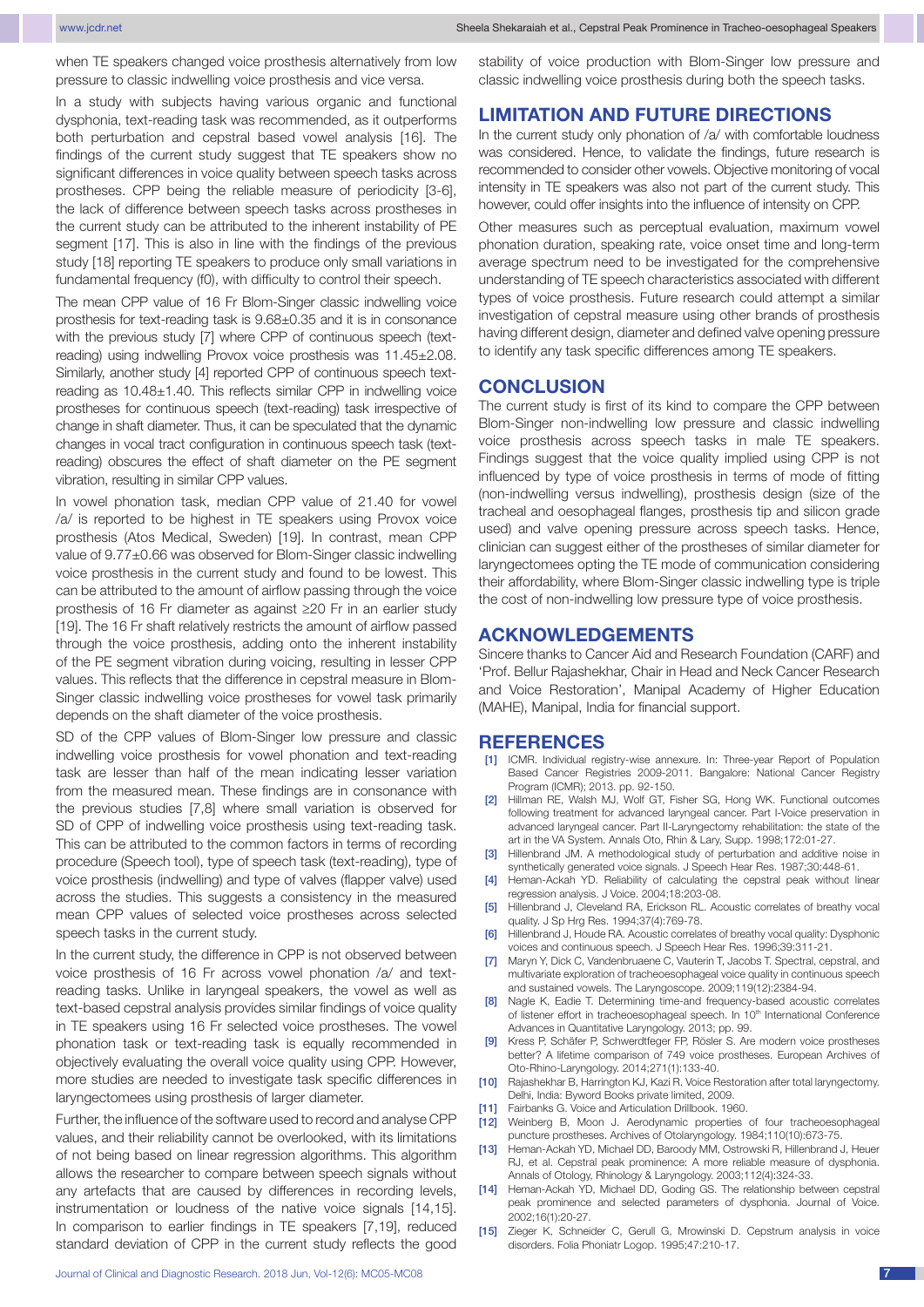when TE speakers changed voice prosthesis alternatively from low pressure to classic indwelling voice prosthesis and vice versa.

In a study with subjects having various organic and functional dysphonia, text-reading task was recommended, as it outperforms both perturbation and cepstral based vowel analysis [16]. The findings of the current study suggest that TE speakers show no significant differences in voice quality between speech tasks across prostheses. CPP being the reliable measure of periodicity [3-6], the lack of difference between speech tasks across prostheses in the current study can be attributed to the inherent instability of PE segment [17]. This is also in line with the findings of the previous study [18] reporting TE speakers to produce only small variations in fundamental frequency (f0), with difficulty to control their speech.

The mean CPP value of 16 Fr Blom-Singer classic indwelling voice prosthesis for text-reading task is 9.68±0.35 and it is in consonance with the previous study [7] where CPP of continuous speech (text-reading) using indwelling Provox voice prosthesis was 11.45±2.08. Similarly, another study [4] reported CPP of continuous speech text-reading as 10.48±1.40. This reflects similar CPP in indwelling voice prostheses for continuous speech (text-reading) task irrespective of change in shaft diameter. Thus, it can be speculated that the dynamic changes in vocal tract configuration in continuous speech task (text-reading) obscures the effect of shaft diameter on the PE segment vibration, resulting in similar CPP values.

In vowel phonation task, median CPP value of 21.40 for vowel /a/ is reported to be highest in TE speakers using Provox voice prosthesis (Atos Medical, Sweden) [19]. In contrast, mean CPP value of 9.77±0.66 was observed for Blom-Singer classic indwelling voice prosthesis in the current study and found to be lowest. This can be attributed to the amount of airflow passing through the voice prosthesis of 16 Fr diameter as against ≥20 Fr in an earlier study [19]. The 16 Fr shaft relatively restricts the amount of airflow passed through the voice prosthesis, adding onto the inherent instability of the PE segment vibration during voicing, resulting in lesser CPP values. This reflects that the difference in cepstral measure in Blom-Singer classic indwelling voice prostheses for vowel task primarily depends on the shaft diameter of the voice prosthesis.

SD of the CPP values of Blom-Singer low pressure and classic indwelling voice prosthesis for vowel phonation and text-reading task are lesser than half of the mean indicating lesser variation from the measured mean. These findings are in consonance with the previous studies [7,8] where small variation is observed for SD of CPP of indwelling voice prosthesis using text-reading task. This can be attributed to the common factors in terms of recording procedure (Speech tool), type of speech task (text-reading), type of voice prosthesis (indwelling) and type of valves (flapper valve) used across the studies. This suggests a consistency in the measured mean CPP values of selected voice prostheses across selected speech tasks in the current study.

In the current study, the difference in CPP is not observed between voice prosthesis of 16 Fr across vowel phonation /a/ and text-reading tasks. Unlike in laryngeal speakers, the vowel as well as text-based cepstral analysis provides similar findings of voice quality in TE speakers using 16 Fr selected voice prostheses. The vowel phonation task or text-reading task is equally recommended in objectively evaluating the overall voice quality using CPP. However, more studies are needed to investigate task specific differences in laryngectomees using prosthesis of larger diameter.

Further, the influence of the software used to record and analyse CPP values, and their reliability cannot be overlooked, with its limitations of not being based on linear regression algorithms. This algorithm allows the researcher to compare between speech signals without any artefacts that are caused by differences in recording levels, instrumentation or loudness of the native voice signals [14,15]. In comparison to earlier findings in TE speakers [7,19], reduced standard deviation of CPP in the current study reflects the good stability of voice production with Blom-Singer low pressure and classic indwelling voice prosthesis during both the speech tasks.

## LIMITATION AND FUTURE DIRECTIONS

In the current study only phonation of /a/ with comfortable loudness was considered. Hence, to validate the findings, future research is recommended to consider other vowels. Objective monitoring of vocal intensity in TE speakers was also not part of the current study. This however, could offer insights into the influence of intensity on CPP.

Other measures such as perceptual evaluation, maximum vowel phonation duration, speaking rate, voice onset time and long-term average spectrum need to be investigated for the comprehensive understanding of TE speech characteristics associated with different types of voice prosthesis. Future research could attempt a similar investigation of cepstral measure using other brands of prosthesis having different design, diameter and defined valve opening pressure to identify any task specific differences among TE speakers.

## CONCLUSION

The current study is first of its kind to compare the CPP between Blom-Singer non-indwelling low pressure and classic indwelling voice prosthesis across speech tasks in male TE speakers. Findings suggest that the voice quality implied using CPP is not influenced by type of voice prosthesis in terms of mode of fitting (non-indwelling versus indwelling), prosthesis design (size of the tracheal and oesophageal flanges, prosthesis tip and silicon grade used) and valve opening pressure across speech tasks. Hence, clinician can suggest either of the prostheses of similar diameter for laryngectomees opting the TE mode of communication considering their affordability, where Blom-Singer classic indwelling type is triple the cost of non-indwelling low pressure type of voice prosthesis.

## ACKNOWLEDGEMENTS

Sincere thanks to Cancer Aid and Research Foundation (CARF) and 'Prof. Bellur Rajashekhar, Chair in Head and Neck Cancer Research and Voice Restoration', Manipal Academy of Higher Education (MAHE), Manipal, India for financial support.

## REFERENCES

[1] ICMR. Individual registry-wise annexure. In: Three-year Report of Population Based Cancer Registries 2009-2011. Bangalore: National Cancer Registry Program (ICMR); 2013. pp. 92-150.

[2] Hillman RE, Walsh MJ, Wolf GT, Fisher SG, Hong WK. Functional outcomes following treatment for advanced laryngeal cancer. Part I-Voice preservation in advanced laryngeal cancer. Part II-Laryngectomy rehabilitation: the state of the art in the VA System. Annals Oto, Rhin & Lary, Supp. 1998;172:01-27.

[3] Hillenbrand JM. A methodological study of perturbation and additive noise in synthetically generated voice signals. J Speech Hear Res. 1987;30:448-61.

[4] Heman-Ackah YD. Reliability of calculating the cepstral peak without linear regression analysis. J Voice. 2004;18:203-08.

[5] Hillenbrand J, Cleveland RA, Erickson RL. Acoustic correlates of breathy vocal quality. J Sp Hrg Res. 1994;37(4):769-78.

[6] Hillenbrand J, Houde RA. Acoustic correlates of breathy vocal quality: Dysphonic voices and continuous speech. J Speech Hear Res. 1996;39:311-21.

[7] Maryn Y, Dick C, Vandenbruaene C, Vauterin T, Jacobs T. Spectral, cepstral, and multivariate exploration of tracheoesophageal voice quality in continuous speech and sustained vowels. The Laryngoscope. 2009;119(12):2384-94.

[8] Nagle K, Eadie T. Determining time-and frequency-based acoustic correlates of listener effort in tracheoesophageal speech. In 10th International Conference Advances in Quantitative Laryngology. 2013; pp. 99.

[9] Kress P, Schäfer P, Schwerdtfeger FP, Rösler S. Are modern voice prostheses better? A lifetime comparison of 749 voice prostheses. European Archives of Oto-Rhino-Laryngology. 2014;271(1):133-40.

[10] Rajashekhar B, Harrington KJ, Kazi R. Voice Restoration after total laryngectomy. Delhi, India: Byword Books private limited, 2009.

[11] Fairbanks G. Voice and Articulation Drillbook. 1960.

[12] Weinberg B, Moon J. Aerodynamic properties of four tracheoesophageal puncture prostheses. Archives of Otolaryngology. 1984;110(10):673-75.

[13] Heman-Ackah YD, Michael DD, Baroody MM, Ostrowski R, Hillenbrand J, Heuer RJ, et al. Cepstral peak prominence: A more reliable measure of dysphonia. Annals of Otology, Rhinology & Laryngology. 2003;112(4):324-33.

[14] Heman-Ackah YD, Michael DD, Goding GS. The relationship between cepstral peak prominence and selected parameters of dysphonia. Journal of Voice. 2002;16(1):20-27.

[15] Zieger K, Schneider C, Gerull G, Mrowinski D. Cepstrum analysis in voice disorders. Folia Phoniatr Logop. 1995;47:210-17.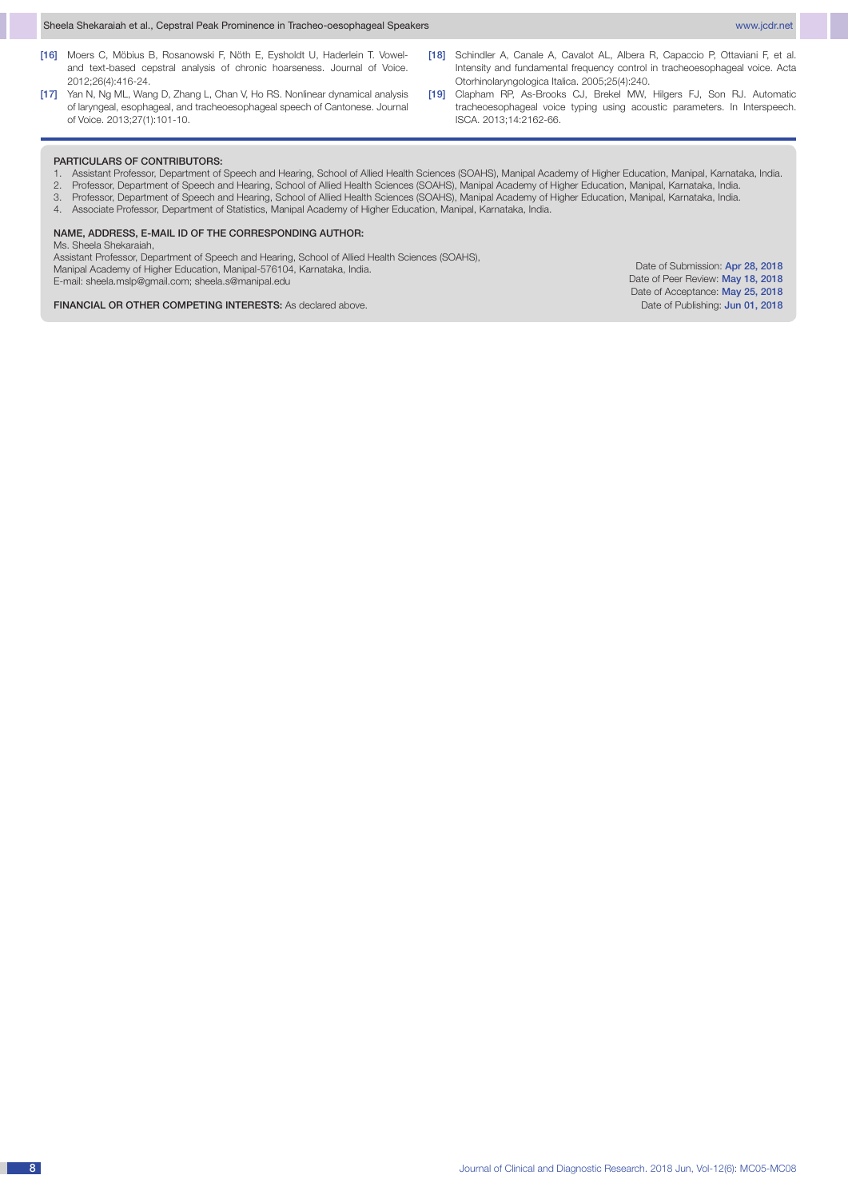[16] Moers C, Möbius B, Rosanowski F, Nöth E, Eysholdt U, Haderlein T. Vowel- and text-based cepstral analysis of chronic hoarseness. Journal of Voice. 2012;26(4):416-24.

[17] Yan N, Ng ML, Wang D, Zhang L, Chan V, Ho RS. Nonlinear dynamical analysis of laryngeal, esophageal, and tracheoesophageal speech of Cantonese. Journal of Voice. 2013;27(1):101-10.

[18] Schindler A, Canale A, Cavalot AL, Albera R, Capaccio P, Ottaviani F, et al. Intensity and fundamental frequency control in tracheoesophageal voice. Acta Otorhinolaryngologica Italica. 2005;25(4):240.

[19] Clapham RP, As-Brooks CJ, Brekel MW, Hilgers FJ, Son RJ. Automatic tracheoesophageal voice typing using acoustic parameters. In Interspeech. ISCA. 2013;14:2162-66.

**PARTICULARS OF CONTRIBUTORS:**

1. Assistant Professor, Department of Speech and Hearing, School of Allied Health Sciences (SOAHS), Manipal Academy of Higher Education, Manipal, Karnataka, India.
2. Professor, Department of Speech and Hearing, School of Allied Health Sciences (SOAHS), Manipal Academy of Higher Education, Manipal, Karnataka, India.
3. Professor, Department of Speech and Hearing, School of Allied Health Sciences (SOAHS), Manipal Academy of Higher Education, Manipal, Karnataka, India.
4. Associate Professor, Department of Statistics, Manipal Academy of Higher Education, Manipal, Karnataka, India.

**NAME, ADDRESS, E-MAIL ID OF THE CORRESPONDING AUTHOR:**

Ms. Sheela Shekaraiah,
Assistant Professor, Department of Speech and Hearing, School of Allied Health Sciences (SOAHS),
Manipal Academy of Higher Education, Manipal-576104, Karnataka, India.
E-mail: sheela.mslp@gmail.com; sheela.s@manipal.edu

**FINANCIAL OR OTHER COMPETING INTERESTS:** As declared above.

Date of Submission: Apr 28, 2018
Date of Peer Review: May 18, 2018
Date of Acceptance: May 25, 2018
Date of Publishing: Jun 01, 2018